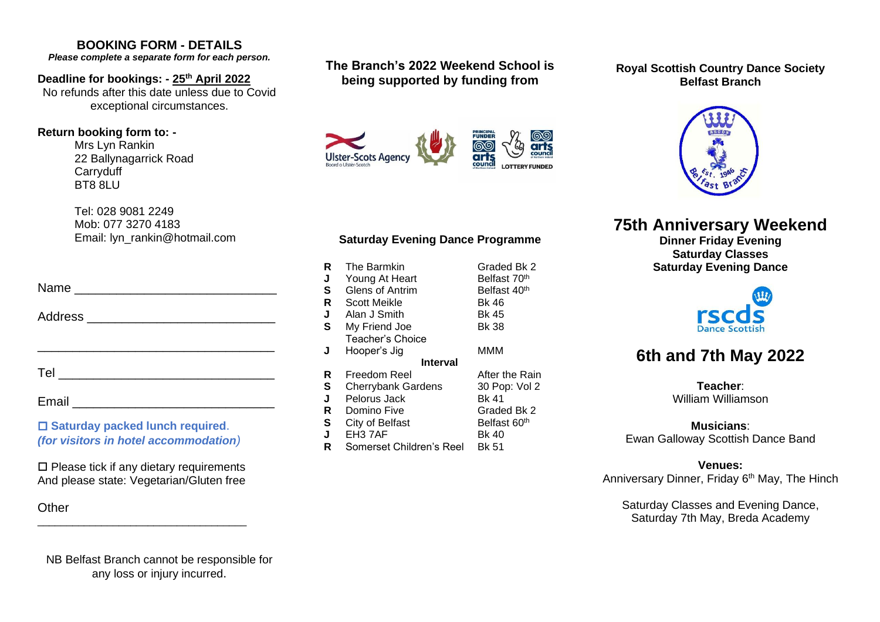## BOOKING FORM - DETAILS

*Please complete a separate form for each person.*

**Deadline for bookings: - 25th April 2022**

No refunds after this date unless due to Covid exceptional circumstances.

**Return booking form to: -**

Mrs Lyn Rankin
22 Ballynagarrick Road
Carryduff
BT8 8LU

Tel: 028 9081 2249
Mob: 077 3270 4183
Email: lyn_rankin@hotmail.com

Name ____________________________

Address __________________________

_________________________________

Tel ______________________________

Email ____________________________

☐ **Saturday packed lunch required.**
***(for visitors in hotel accommodation)***

☐ Please tick if any dietary requirements
And please state: Vegetarian/Gluten free

Other
_______________________________

NB Belfast Branch cannot be responsible for any loss or injury incurred.

**The Branch's 2022 Weekend School is being supported by funding from**

Ulster-Scots Agency — Boord o Ulstèr-Scotch
Principal Funder: Arts Council of Northern Ireland — Lottery Funded

### Saturday Evening Dance Programme

| | | |
|---|---|---|
| **R** | The Barmkin | Graded Bk 2 |
| **J** | Young At Heart | Belfast 70th |
| **S** | Glens of Antrim | Belfast 40th |
| **R** | Scott Meikle | Bk 46 |
| **J** | Alan J Smith | Bk 45 |
| **S** | My Friend Joe | Bk 38 |
| | Teacher's Choice | |
| **J** | Hooper's Jig | MMM |
| | **Interval** | |
| **R** | Freedom Reel | After the Rain |
| **S** | Cherrybank Gardens | 30 Pop: Vol 2 |
| **J** | Pelorus Jack | Bk 41 |
| **R** | Domino Five | Graded Bk 2 |
| **S** | City of Belfast | Belfast 60th |
| **J** | EH3 7AF | Bk 40 |
| **R** | Somerset Children's Reel | Bk 51 |

**Royal Scottish Country Dance Society**
**Belfast Branch**

RSCDS Est. 1946 Belfast Branch

# 75th Anniversary Weekend

**Dinner Friday Evening**
**Saturday Classes**
**Saturday Evening Dance**

rscds Dance Scottish

## 6th and 7th May 2022

**Teacher**:
William Williamson

**Musicians**:
Ewan Galloway Scottish Dance Band

**Venues:**
Anniversary Dinner, Friday 6th May, The Hinch

Saturday Classes and Evening Dance,
Saturday 7th May, Breda Academy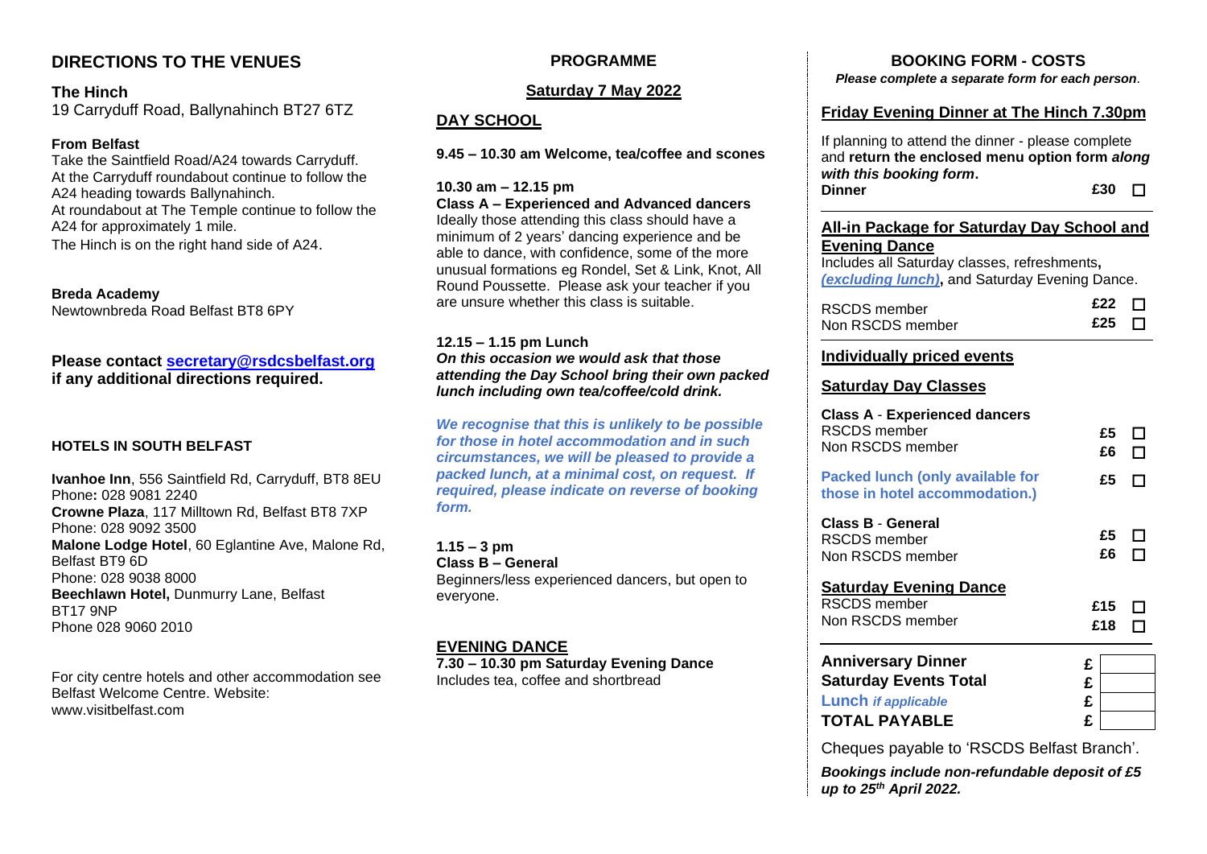## DIRECTIONS TO THE VENUES

### The Hinch

19 Carryduff Road, Ballynahinch BT27 6TZ

**From Belfast**

Take the Saintfield Road/A24 towards Carryduff.
At the Carryduff roundabout continue to follow the A24 heading towards Ballynahinch.
At roundabout at The Temple continue to follow the A24 for approximately 1 mile.
The Hinch is on the right hand side of A24.

**Breda Academy**

Newtownbreda Road Belfast BT8 6PY

**Please contact secretary@rsdcsbelfast.org if any additional directions required.**

### HOTELS IN SOUTH BELFAST

**Ivanhoe Inn**, 556 Saintfield Rd, Carryduff, BT8 8EU
Phone**:** 028 9081 2240

**Crowne Plaza**, 117 Milltown Rd, Belfast BT8 7XP
Phone: 028 9092 3500

**Malone Lodge Hotel**, 60 Eglantine Ave, Malone Rd, Belfast BT9 6D
Phone: 028 9038 8000

**Beechlawn Hotel,** Dunmurry Lane, Belfast BT17 9NP
Phone 028 9060 2010

For city centre hotels and other accommodation see Belfast Welcome Centre. Website: www.visitbelfast.com

## PROGRAMME

### Saturday 7 May 2022

### DAY SCHOOL

**9.45 – 10.30 am Welcome, tea/coffee and scones**

**10.30 am – 12.15 pm**
**Class A – Experienced and Advanced dancers**
Ideally those attending this class should have a minimum of 2 years' dancing experience and be able to dance, with confidence, some of the more unusual formations eg Rondel, Set & Link, Knot, All Round Poussette. Please ask your teacher if you are unsure whether this class is suitable.

**12.15 – 1.15 pm Lunch**
***On this occasion we would ask that those attending the Day School bring their own packed lunch including own tea/coffee/cold drink.***

***We recognise that this is unlikely to be possible for those in hotel accommodation and in such circumstances, we will be pleased to provide a packed lunch, at a minimal cost, on request. If required, please indicate on reverse of booking form.***

**1.15 – 3 pm**
**Class B – General**
Beginners/less experienced dancers, but open to everyone.

### EVENING DANCE

**7.30 – 10.30 pm Saturday Evening Dance**
Includes tea, coffee and shortbread

## BOOKING FORM - COSTS

***Please complete a separate form for each person.***

### Friday Evening Dinner at The Hinch 7.30pm

If planning to attend the dinner - please complete and **return the enclosed menu option form *along with this booking form*.**

| | | |
|---|---|---|
| **Dinner** | **£30** | ☐ |

### All-in Package for Saturday Day School and Evening Dance

Includes all Saturday classes, refreshments**,** ***(excluding lunch)***, and Saturday Evening Dance.

| | | |
|---|---|---|
| RSCDS member | **£22** | ☐ |
| Non RSCDS member | **£25** | ☐ |

### Individually priced events

### Saturday Day Classes

| | | |
|---|---|---|
| **Class A - Experienced dancers** | | |
| RSCDS member | **£5** | ☐ |
| Non RSCDS member | **£6** | ☐ |
| **Packed lunch (only available for those in hotel accommodation.)** | **£5** | ☐ |
| **Class B - General** | | |
| RSCDS member | **£5** | ☐ |
| Non RSCDS member | **£6** | ☐ |

### Saturday Evening Dance

| | | |
|---|---|---|
| RSCDS member | **£15** | ☐ |
| Non RSCDS member | **£18** | ☐ |

| | | |
|---|---|---|
| **Anniversary Dinner** | **£** | |
| **Saturday Events Total** | **£** | |
| **Lunch** ***if applicable*** | **£** | |
| **TOTAL PAYABLE** | **£** | |

Cheques payable to 'RSCDS Belfast Branch'.

***Bookings include non-refundable deposit of £5 up to 25th April 2022.***